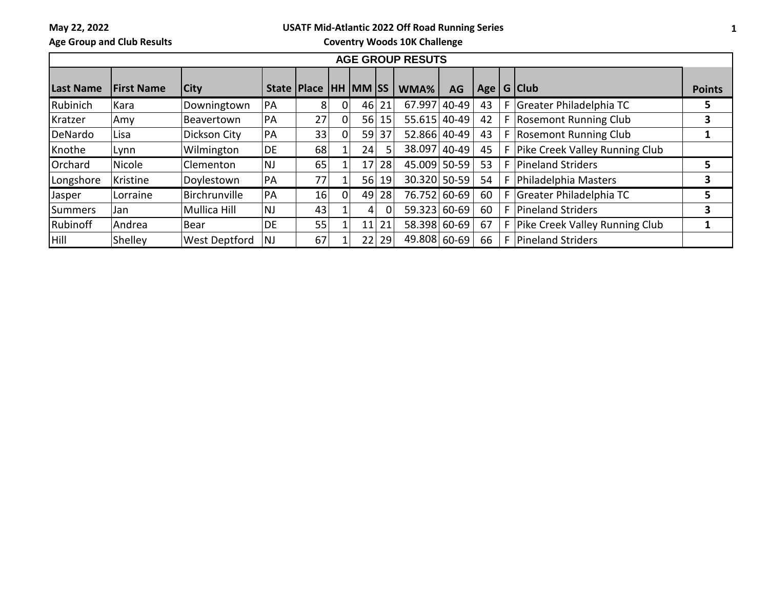**May 22, 2022** **USATF Mid-Atlantic 2022 Off Road Running Series**

**Age Group and Club Results** **Coventry Woods 10K Challenge**

| AGE GROUP RESUTS | | | | | | | | | | | | | |
|---|---|---|---|---|---|---|---|---|---|---|---|---|---|
| **Last Name** | **First Name** | **City** | **State** | **Place** | **HH** | **MM** | **SS** | **WMA%** | **AG** | **Age** | **G** | **Club** | **Points** |
| Rubinich | Kara | Downingtown | PA | 8 | 0 | 46 | 21 | 67.997 | 40-49 | 43 | F | Greater Philadelphia TC | **5** |
| Kratzer | Amy | Beavertown | PA | 27 | 0 | 56 | 15 | 55.615 | 40-49 | 42 | F | Rosemont Running Club | **3** |
| DeNardo | Lisa | Dickson City | PA | 33 | 0 | 59 | 37 | 52.866 | 40-49 | 43 | F | Rosemont Running Club | **1** |
| Knothe | Lynn | Wilmington | DE | 68 | 1 | 24 | 5 | 38.097 | 40-49 | 45 | F | Pike Creek Valley Running Club | |
| Orchard | Nicole | Clementon | NJ | 65 | 1 | 17 | 28 | 45.009 | 50-59 | 53 | F | Pineland Striders | **5** |
| Longshore | Kristine | Doylestown | PA | 77 | 1 | 56 | 19 | 30.320 | 50-59 | 54 | F | Philadelphia Masters | **3** |
| Jasper | Lorraine | Birchrunville | PA | 16 | 0 | 49 | 28 | 76.752 | 60-69 | 60 | F | Greater Philadelphia TC | **5** |
| Summers | Jan | Mullica Hill | NJ | 43 | 1 | 4 | 0 | 59.323 | 60-69 | 60 | F | Pineland Striders | **3** |
| Rubinoff | Andrea | Bear | DE | 55 | 1 | 11 | 21 | 58.398 | 60-69 | 67 | F | Pike Creek Valley Running Club | **1** |
| Hill | Shelley | West Deptford | NJ | 67 | 1 | 22 | 29 | 49.808 | 60-69 | 66 | F | Pineland Striders | |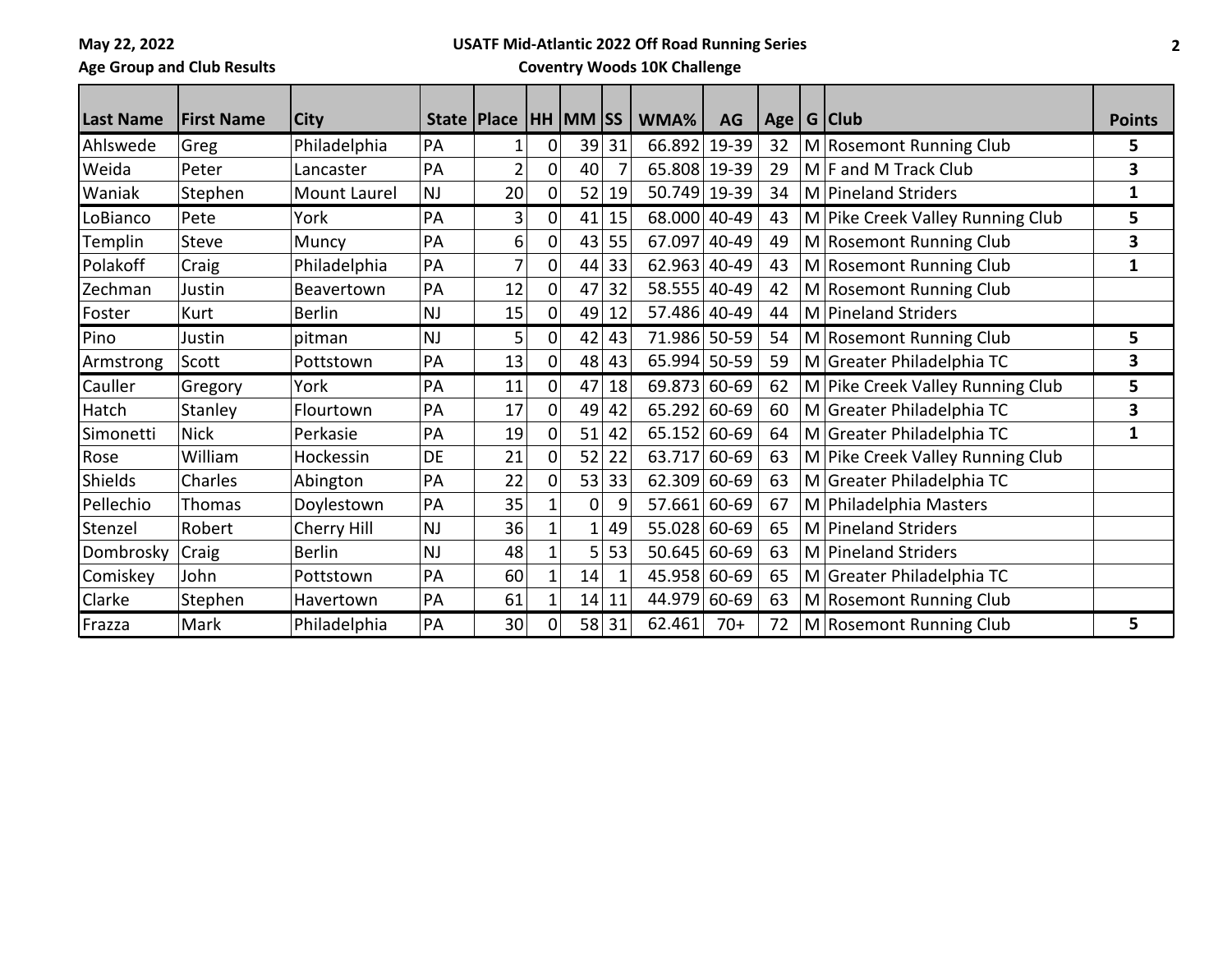May 22, 2022

**USATF Mid-Atlantic 2022 Off Road Running Series**

**Age Group and Club Results**

**Coventry Woods 10K Challenge**

| Last Name | First Name | City | State | Place | HH | MM | SS | WMA% | AG | Age | G | Club | Points |
|---|---|---|---|---|---|---|---|---|---|---|---|---|---|
| Ahlswede | Greg | Philadelphia | PA | 1 | 0 | 39 | 31 | 66.892 | 19-39 | 32 | M | Rosemont Running Club | 5 |
| Weida | Peter | Lancaster | PA | 2 | 0 | 40 | 7 | 65.808 | 19-39 | 29 | M | F and M Track Club | 3 |
| Waniak | Stephen | Mount Laurel | NJ | 20 | 0 | 52 | 19 | 50.749 | 19-39 | 34 | M | Pineland Striders | 1 |
| LoBianco | Pete | York | PA | 3 | 0 | 41 | 15 | 68.000 | 40-49 | 43 | M | Pike Creek Valley Running Club | 5 |
| Templin | Steve | Muncy | PA | 6 | 0 | 43 | 55 | 67.097 | 40-49 | 49 | M | Rosemont Running Club | 3 |
| Polakoff | Craig | Philadelphia | PA | 7 | 0 | 44 | 33 | 62.963 | 40-49 | 43 | M | Rosemont Running Club | 1 |
| Zechman | Justin | Beavertown | PA | 12 | 0 | 47 | 32 | 58.555 | 40-49 | 42 | M | Rosemont Running Club | |
| Foster | Kurt | Berlin | NJ | 15 | 0 | 49 | 12 | 57.486 | 40-49 | 44 | M | Pineland Striders | |
| Pino | Justin | pitman | NJ | 5 | 0 | 42 | 43 | 71.986 | 50-59 | 54 | M | Rosemont Running Club | 5 |
| Armstrong | Scott | Pottstown | PA | 13 | 0 | 48 | 43 | 65.994 | 50-59 | 59 | M | Greater Philadelphia TC | 3 |
| Cauller | Gregory | York | PA | 11 | 0 | 47 | 18 | 69.873 | 60-69 | 62 | M | Pike Creek Valley Running Club | 5 |
| Hatch | Stanley | Flourtown | PA | 17 | 0 | 49 | 42 | 65.292 | 60-69 | 60 | M | Greater Philadelphia TC | 3 |
| Simonetti | Nick | Perkasie | PA | 19 | 0 | 51 | 42 | 65.152 | 60-69 | 64 | M | Greater Philadelphia TC | 1 |
| Rose | William | Hockessin | DE | 21 | 0 | 52 | 22 | 63.717 | 60-69 | 63 | M | Pike Creek Valley Running Club | |
| Shields | Charles | Abington | PA | 22 | 0 | 53 | 33 | 62.309 | 60-69 | 63 | M | Greater Philadelphia TC | |
| Pellechio | Thomas | Doylestown | PA | 35 | 1 | 0 | 9 | 57.661 | 60-69 | 67 | M | Philadelphia Masters | |
| Stenzel | Robert | Cherry Hill | NJ | 36 | 1 | 1 | 49 | 55.028 | 60-69 | 65 | M | Pineland Striders | |
| Dombrosky | Craig | Berlin | NJ | 48 | 1 | 5 | 53 | 50.645 | 60-69 | 63 | M | Pineland Striders | |
| Comiskey | John | Pottstown | PA | 60 | 1 | 14 | 1 | 45.958 | 60-69 | 65 | M | Greater Philadelphia TC | |
| Clarke | Stephen | Havertown | PA | 61 | 1 | 14 | 11 | 44.979 | 60-69 | 63 | M | Rosemont Running Club | |
| Frazza | Mark | Philadelphia | PA | 30 | 0 | 58 | 31 | 62.461 | 70+ | 72 | M | Rosemont Running Club | 5 |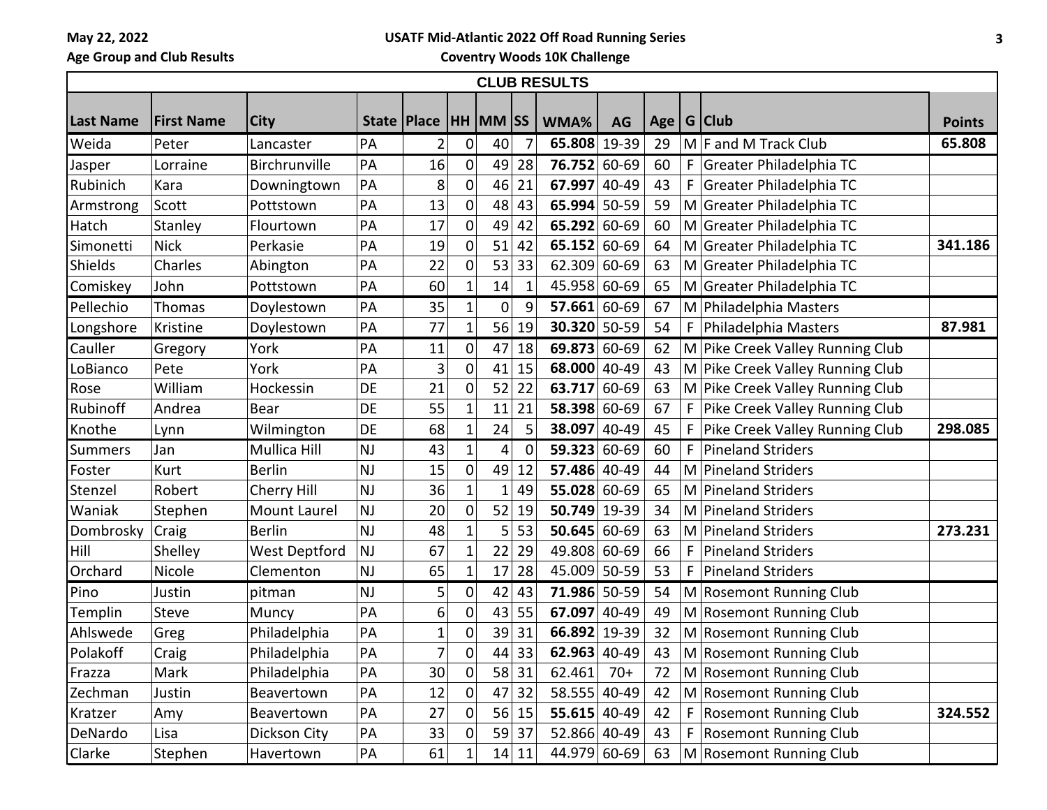May 22, 2022
Age Group and Club Results

**USATF Mid-Atlantic 2022 Off Road Running Series**
**Coventry Woods 10K Challenge**

## CLUB RESULTS

| Last Name | First Name | City | State | Place | HH | MM | SS | WMA% | AG | Age | G | Club | Points |
|---|---|---|---|---|---|---|---|---|---|---|---|---|---|
| Weida | Peter | Lancaster | PA | 2 | 0 | 40 | 7 | **65.808** | 19-39 | 29 | M | F and M Track Club | **65.808** |
| Jasper | Lorraine | Birchrunville | PA | 16 | 0 | 49 | 28 | **76.752** | 60-69 | 60 | F | Greater Philadelphia TC | |
| Rubinich | Kara | Downingtown | PA | 8 | 0 | 46 | 21 | **67.997** | 40-49 | 43 | F | Greater Philadelphia TC | |
| Armstrong | Scott | Pottstown | PA | 13 | 0 | 48 | 43 | **65.994** | 50-59 | 59 | M | Greater Philadelphia TC | |
| Hatch | Stanley | Flourtown | PA | 17 | 0 | 49 | 42 | **65.292** | 60-69 | 60 | M | Greater Philadelphia TC | |
| Simonetti | Nick | Perkasie | PA | 19 | 0 | 51 | 42 | **65.152** | 60-69 | 64 | M | Greater Philadelphia TC | **341.186** |
| Shields | Charles | Abington | PA | 22 | 0 | 53 | 33 | 62.309 | 60-69 | 63 | M | Greater Philadelphia TC | |
| Comiskey | John | Pottstown | PA | 60 | 1 | 14 | 1 | 45.958 | 60-69 | 65 | M | Greater Philadelphia TC | |
| Pellechio | Thomas | Doylestown | PA | 35 | 1 | 0 | 9 | **57.661** | 60-69 | 67 | M | Philadelphia Masters | |
| Longshore | Kristine | Doylestown | PA | 77 | 1 | 56 | 19 | **30.320** | 50-59 | 54 | F | Philadelphia Masters | **87.981** |
| Cauller | Gregory | York | PA | 11 | 0 | 47 | 18 | **69.873** | 60-69 | 62 | M | Pike Creek Valley Running Club | |
| LoBianco | Pete | York | PA | 3 | 0 | 41 | 15 | **68.000** | 40-49 | 43 | M | Pike Creek Valley Running Club | |
| Rose | William | Hockessin | DE | 21 | 0 | 52 | 22 | **63.717** | 60-69 | 63 | M | Pike Creek Valley Running Club | |
| Rubinoff | Andrea | Bear | DE | 55 | 1 | 11 | 21 | **58.398** | 60-69 | 67 | F | Pike Creek Valley Running Club | |
| Knothe | Lynn | Wilmington | DE | 68 | 1 | 24 | 5 | **38.097** | 40-49 | 45 | F | Pike Creek Valley Running Club | **298.085** |
| Summers | Jan | Mullica Hill | NJ | 43 | 1 | 4 | 0 | **59.323** | 60-69 | 60 | F | Pineland Striders | |
| Foster | Kurt | Berlin | NJ | 15 | 0 | 49 | 12 | **57.486** | 40-49 | 44 | M | Pineland Striders | |
| Stenzel | Robert | Cherry Hill | NJ | 36 | 1 | 1 | 49 | **55.028** | 60-69 | 65 | M | Pineland Striders | |
| Waniak | Stephen | Mount Laurel | NJ | 20 | 0 | 52 | 19 | **50.749** | 19-39 | 34 | M | Pineland Striders | |
| Dombrosky | Craig | Berlin | NJ | 48 | 1 | 5 | 53 | **50.645** | 60-69 | 63 | M | Pineland Striders | **273.231** |
| Hill | Shelley | West Deptford | NJ | 67 | 1 | 22 | 29 | 49.808 | 60-69 | 66 | F | Pineland Striders | |
| Orchard | Nicole | Clementon | NJ | 65 | 1 | 17 | 28 | 45.009 | 50-59 | 53 | F | Pineland Striders | |
| Pino | Justin | pitman | NJ | 5 | 0 | 42 | 43 | **71.986** | 50-59 | 54 | M | Rosemont Running Club | |
| Templin | Steve | Muncy | PA | 6 | 0 | 43 | 55 | **67.097** | 40-49 | 49 | M | Rosemont Running Club | |
| Ahlswede | Greg | Philadelphia | PA | 1 | 0 | 39 | 31 | **66.892** | 19-39 | 32 | M | Rosemont Running Club | |
| Polakoff | Craig | Philadelphia | PA | 7 | 0 | 44 | 33 | **62.963** | 40-49 | 43 | M | Rosemont Running Club | |
| Frazza | Mark | Philadelphia | PA | 30 | 0 | 58 | 31 | 62.461 | 70+ | 72 | M | Rosemont Running Club | |
| Zechman | Justin | Beavertown | PA | 12 | 0 | 47 | 32 | 58.555 | 40-49 | 42 | M | Rosemont Running Club | |
| Kratzer | Amy | Beavertown | PA | 27 | 0 | 56 | 15 | **55.615** | 40-49 | 42 | F | Rosemont Running Club | **324.552** |
| DeNardo | Lisa | Dickson City | PA | 33 | 0 | 59 | 37 | 52.866 | 40-49 | 43 | F | Rosemont Running Club | |
| Clarke | Stephen | Havertown | PA | 61 | 1 | 14 | 11 | 44.979 | 60-69 | 63 | M | Rosemont Running Club | |